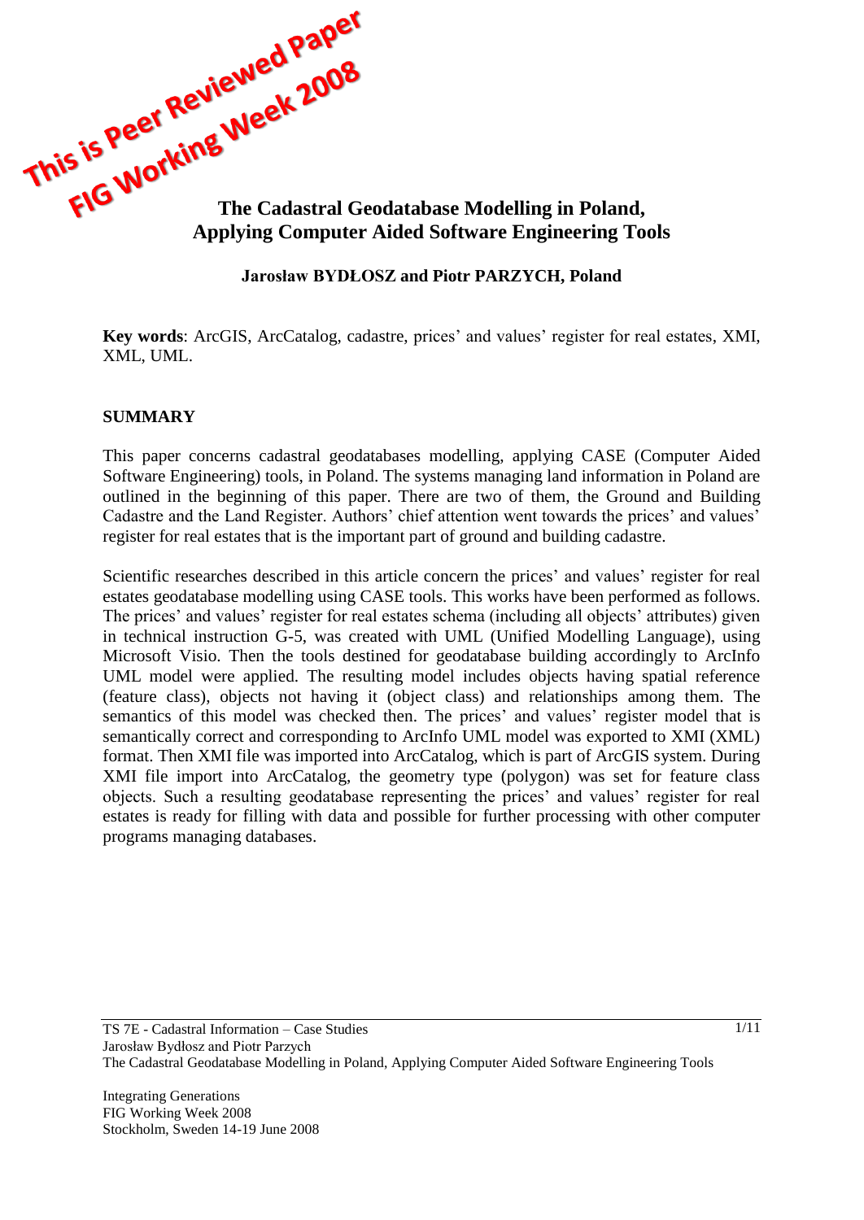This is Peer Reviewed Paper
FIG Working Week 2008

# The Cadastral Geodatabase Modelling in Poland, Applying Computer Aided Software Engineering Tools

**Jarosław BYDŁOSZ and Piotr PARZYCH, Poland**

**Key words**: ArcGIS, ArcCatalog, cadastre, prices' and values' register for real estates, XMI, XML, UML.

## SUMMARY

This paper concerns cadastral geodatabases modelling, applying CASE (Computer Aided Software Engineering) tools, in Poland. The systems managing land information in Poland are outlined in the beginning of this paper. There are two of them, the Ground and Building Cadastre and the Land Register. Authors' chief attention went towards the prices' and values' register for real estates that is the important part of ground and building cadastre.

Scientific researches described in this article concern the prices' and values' register for real estates geodatabase modelling using CASE tools. This works have been performed as follows. The prices' and values' register for real estates schema (including all objects' attributes) given in technical instruction G-5, was created with UML (Unified Modelling Language), using Microsoft Visio. Then the tools destined for geodatabase building accordingly to ArcInfo UML model were applied. The resulting model includes objects having spatial reference (feature class), objects not having it (object class) and relationships among them. The semantics of this model was checked then. The prices' and values' register model that is semantically correct and corresponding to ArcInfo UML model was exported to XMI (XML) format. Then XMI file was imported into ArcCatalog, which is part of ArcGIS system. During XMI file import into ArcCatalog, the geometry type (polygon) was set for feature class objects. Such a resulting geodatabase representing the prices' and values' register for real estates is ready for filling with data and possible for further processing with other computer programs managing databases.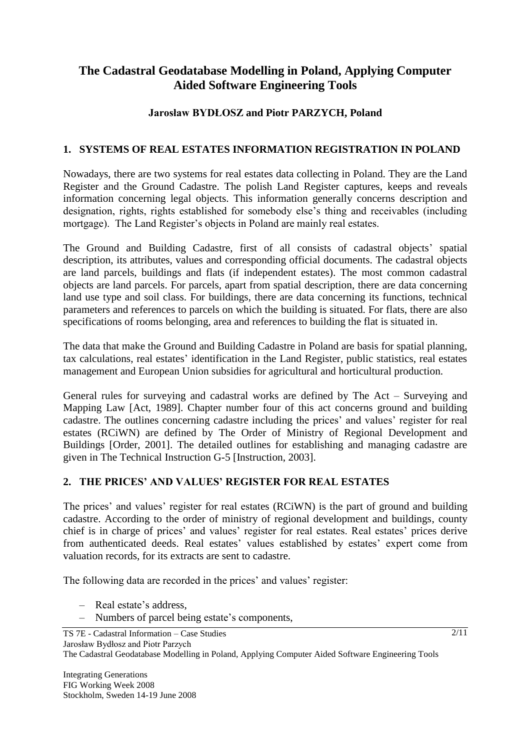# The Cadastral Geodatabase Modelling in Poland, Applying Computer Aided Software Engineering Tools

**Jarosław BYDŁOSZ and Piotr PARZYCH, Poland**

## 1. SYSTEMS OF REAL ESTATES INFORMATION REGISTRATION IN POLAND

Nowadays, there are two systems for real estates data collecting in Poland. They are the Land Register and the Ground Cadastre. The polish Land Register captures, keeps and reveals information concerning legal objects. This information generally concerns description and designation, rights, rights established for somebody else's thing and receivables (including mortgage). The Land Register's objects in Poland are mainly real estates.

The Ground and Building Cadastre, first of all consists of cadastral objects' spatial description, its attributes, values and corresponding official documents. The cadastral objects are land parcels, buildings and flats (if independent estates). The most common cadastral objects are land parcels. For parcels, apart from spatial description, there are data concerning land use type and soil class. For buildings, there are data concerning its functions, technical parameters and references to parcels on which the building is situated. For flats, there are also specifications of rooms belonging, area and references to building the flat is situated in.

The data that make the Ground and Building Cadastre in Poland are basis for spatial planning, tax calculations, real estates' identification in the Land Register, public statistics, real estates management and European Union subsidies for agricultural and horticultural production.

General rules for surveying and cadastral works are defined by The Act – Surveying and Mapping Law [Act, 1989]. Chapter number four of this act concerns ground and building cadastre. The outlines concerning cadastre including the prices' and values' register for real estates (RCiWN) are defined by The Order of Ministry of Regional Development and Buildings [Order, 2001]. The detailed outlines for establishing and managing cadastre are given in The Technical Instruction G-5 [Instruction, 2003].

## 2. THE PRICES' AND VALUES' REGISTER FOR REAL ESTATES

The prices' and values' register for real estates (RCiWN) is the part of ground and building cadastre. According to the order of ministry of regional development and buildings, county chief is in charge of prices' and values' register for real estates. Real estates' prices derive from authenticated deeds. Real estates' values established by estates' expert come from valuation records, for its extracts are sent to cadastre.

The following data are recorded in the prices' and values' register:

- Real estate's address,
- Numbers of parcel being estate's components,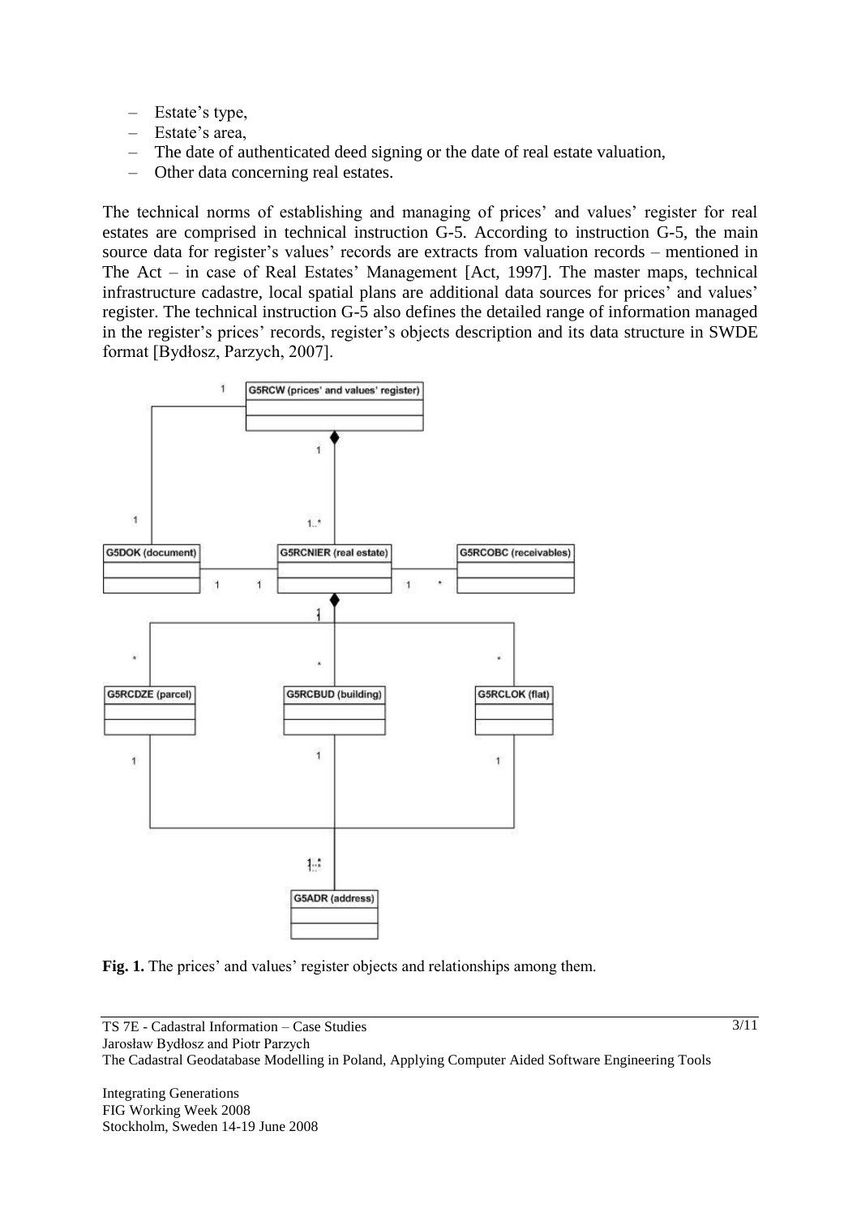– Estate’s type,
– Estate’s area,
– The date of authenticated deed signing or the date of real estate valuation,
– Other data concerning real estates.

The technical norms of establishing and managing of prices’ and values’ register for real estates are comprised in technical instruction G-5. According to instruction G-5, the main source data for register’s values’ records are extracts from valuation records – mentioned in The Act – in case of Real Estates’ Management [Act, 1997]. The master maps, technical infrastructure cadastre, local spatial plans are additional data sources for prices’ and values’ register. The technical instruction G-5 also defines the detailed range of information managed in the register’s prices’ records, register’s objects description and its data structure in SWDE format [Bydłosz, Parzych, 2007].

**Fig. 1.** The prices’ and values’ register objects and relationships among them.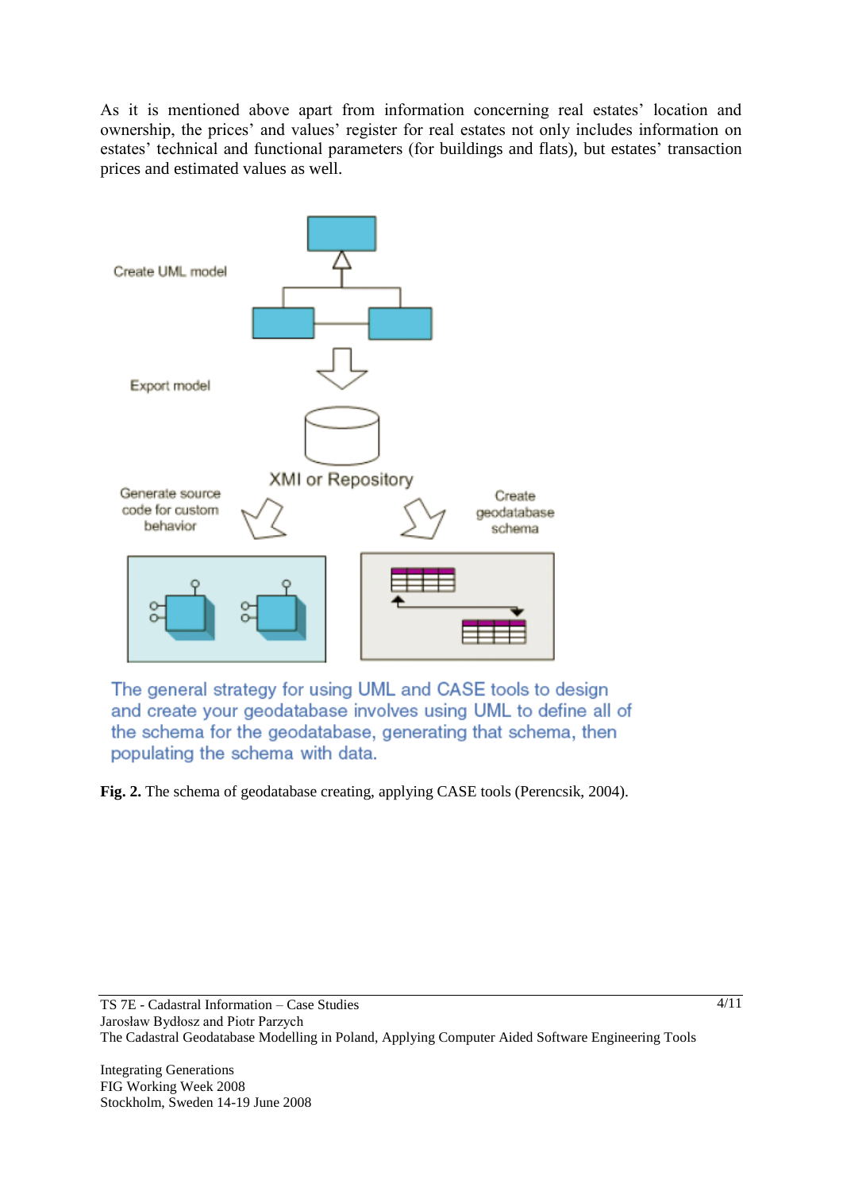As it is mentioned above apart from information concerning real estates' location and ownership, the prices' and values' register for real estates not only includes information on estates' technical and functional parameters (for buildings and flats), but estates' transaction prices and estimated values as well.

Create UML model

Export model

XMI or Repository

Generate source code for custom behavior

Create geodatabase schema

The general strategy for using UML and CASE tools to design and create your geodatabase involves using UML to define all of the schema for the geodatabase, generating that schema, then populating the schema with data.

**Fig. 2.** The schema of geodatabase creating, applying CASE tools (Perencsik, 2004).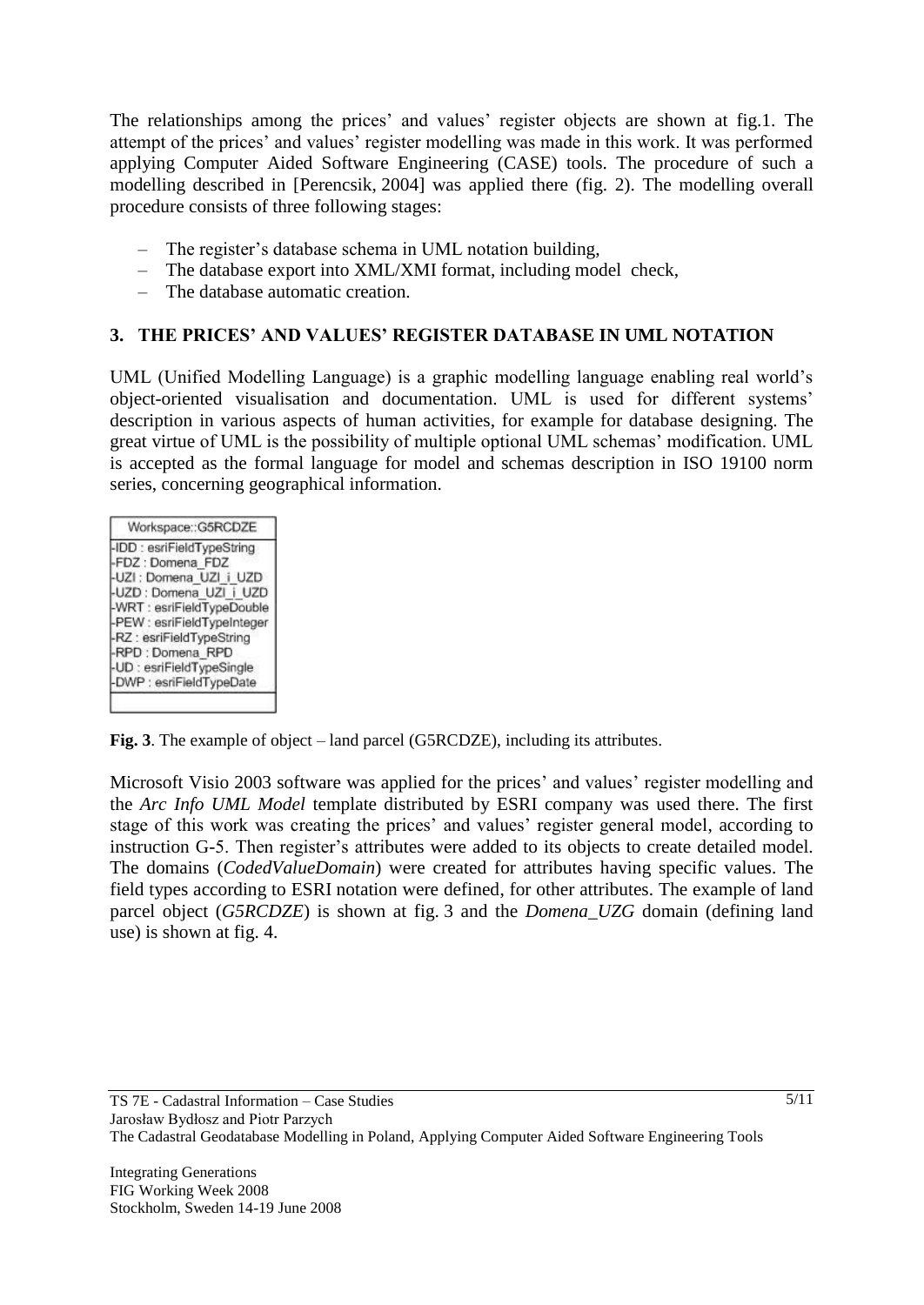The relationships among the prices' and values' register objects are shown at fig.1. The attempt of the prices' and values' register modelling was made in this work. It was performed applying Computer Aided Software Engineering (CASE) tools. The procedure of such a modelling described in [Perencsik, 2004] was applied there (fig. 2). The modelling overall procedure consists of three following stages:

- The register's database schema in UML notation building,
- The database export into XML/XMI format, including model check,
- The database automatic creation.

## 3. THE PRICES' AND VALUES' REGISTER DATABASE IN UML NOTATION

UML (Unified Modelling Language) is a graphic modelling language enabling real world's object-oriented visualisation and documentation. UML is used for different systems' description in various aspects of human activities, for example for database designing. The great virtue of UML is the possibility of multiple optional UML schemas' modification. UML is accepted as the formal language for model and schemas description in ISO 19100 norm series, concerning geographical information.

| Workspace::G5RCDZE |
|---|
| -IDD : esriFieldTypeString |
| -FDZ : Domena_FDZ |
| -UZI : Domena_UZI_i_UZD |
| -UZD : Domena_UZI_i_UZD |
| -WRT : esriFieldTypeDouble |
| -PEW : esriFieldTypeInteger |
| -RZ : esriFieldTypeString |
| -RPD : Domena_RPD |
| -UD : esriFieldTypeSingle |
| -DWP : esriFieldTypeDate |

**Fig. 3**. The example of object – land parcel (G5RCDZE), including its attributes.

Microsoft Visio 2003 software was applied for the prices' and values' register modelling and the *Arc Info UML Model* template distributed by ESRI company was used there. The first stage of this work was creating the prices' and values' register general model, according to instruction G-5. Then register's attributes were added to its objects to create detailed model. The domains (*CodedValueDomain*) were created for attributes having specific values. The field types according to ESRI notation were defined, for other attributes. The example of land parcel object (*G5RCDZE*) is shown at fig. 3 and the *Domena_UZG* domain (defining land use) is shown at fig. 4.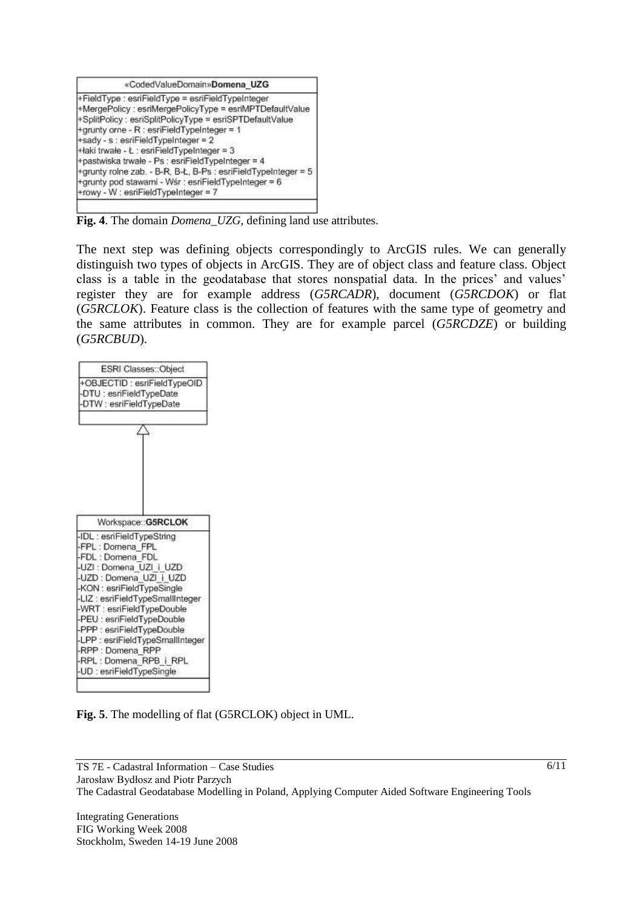«CodedValueDomain»**Domena_UZG**

```
+FieldType : esriFieldType = esriFieldTypeInteger
+MergePolicy : esriMergePolicyType = esriMPTDefaultValue
+SplitPolicy : esriSplitPolicyType = esriSPTDefaultValue
+grunty orne - R : esriFieldTypeInteger = 1
+sady - s : esriFieldTypeInteger = 2
+łaki trwałe - Ł : esriFieldTypeInteger = 3
+pastwiska trwałe - Ps : esriFieldTypeInteger = 4
+grunty rolne zab. - B-R, B-Ł, B-Ps : esriFieldTypeInteger = 5
+grunty pod stawami - Wśr : esriFieldTypeInteger = 6
+rowy - W : esriFieldTypeInteger = 7
```

**Fig. 4**. The domain *Domena_UZG*, defining land use attributes.

The next step was defining objects correspondingly to ArcGIS rules. We can generally distinguish two types of objects in ArcGIS. They are of object class and feature class. Object class is a table in the geodatabase that stores nonspatial data. In the prices' and values' register they are for example address (*G5RCADR*), document (*G5RCDOK*) or flat (*G5RCLOK*). Feature class is the collection of features with the same type of geometry and the same attributes in common. They are for example parcel (*G5RCDZE*) or building (*G5RCBUD*).

ESRI Classes::Object

```
+OBJECTID : esriFieldTypeOID
-DTU : esriFieldTypeDate
-DTW : esriFieldTypeDate
```

Workspace::**G5RCLOK**

```
-IDL : esriFieldTypeString
-FPL : Domena_FPL
-FDL : Domena_FDL
-UZI : Domena_UZI_i_UZD
-UZD : Domena_UZI_i_UZD
-KON : esriFieldTypeSingle
-LIZ : esriFieldTypeSmallInteger
-WRT : esriFieldTypeDouble
-PEU : esriFieldTypeDouble
-PPP : esriFieldTypeDouble
-LPP : esriFieldTypeSmallInteger
-RPP : Domena_RPP
-RPL : Domena_RPB_i_RPL
-UD : esriFieldTypeSingle
```

**Fig. 5**. The modelling of flat (G5RCLOK) object in UML.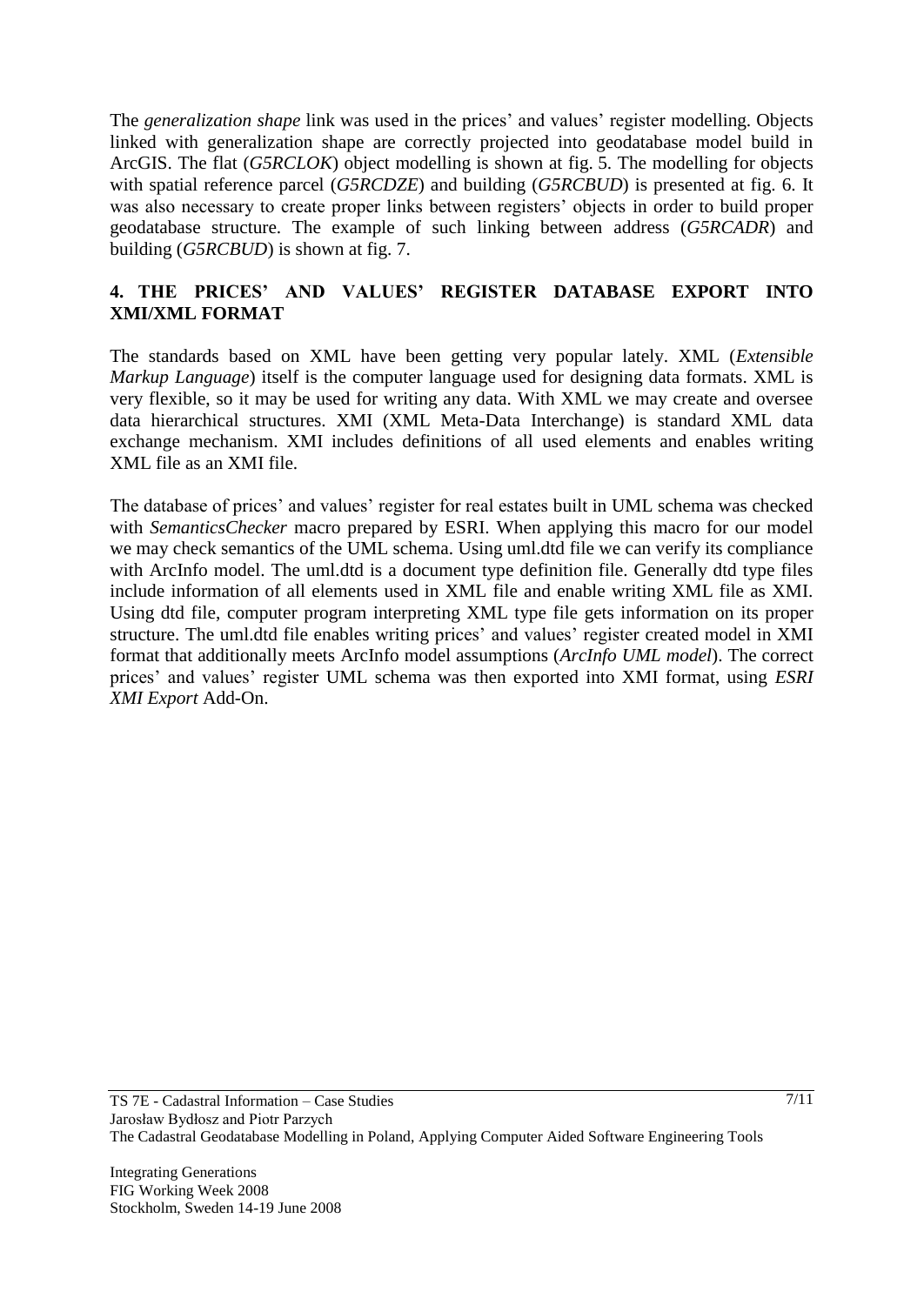The *generalization shape* link was used in the prices' and values' register modelling. Objects linked with generalization shape are correctly projected into geodatabase model build in ArcGIS. The flat (*G5RCLOK*) object modelling is shown at fig. 5. The modelling for objects with spatial reference parcel (*G5RCDZE*) and building (*G5RCBUD*) is presented at fig. 6. It was also necessary to create proper links between registers' objects in order to build proper geodatabase structure. The example of such linking between address (*G5RCADR*) and building (*G5RCBUD*) is shown at fig. 7.

## 4. THE PRICES' AND VALUES' REGISTER DATABASE EXPORT INTO XMI/XML FORMAT

The standards based on XML have been getting very popular lately. XML (*Extensible Markup Language*) itself is the computer language used for designing data formats. XML is very flexible, so it may be used for writing any data. With XML we may create and oversee data hierarchical structures. XMI (XML Meta-Data Interchange) is standard XML data exchange mechanism. XMI includes definitions of all used elements and enables writing XML file as an XMI file.

The database of prices' and values' register for real estates built in UML schema was checked with *SemanticsChecker* macro prepared by ESRI. When applying this macro for our model we may check semantics of the UML schema. Using uml.dtd file we can verify its compliance with ArcInfo model. The uml.dtd is a document type definition file. Generally dtd type files include information of all elements used in XML file and enable writing XML file as XMI. Using dtd file, computer program interpreting XML type file gets information on its proper structure. The uml.dtd file enables writing prices' and values' register created model in XMI format that additionally meets ArcInfo model assumptions (*ArcInfo UML model*). The correct prices' and values' register UML schema was then exported into XMI format, using *ESRI XMI Export* Add-On.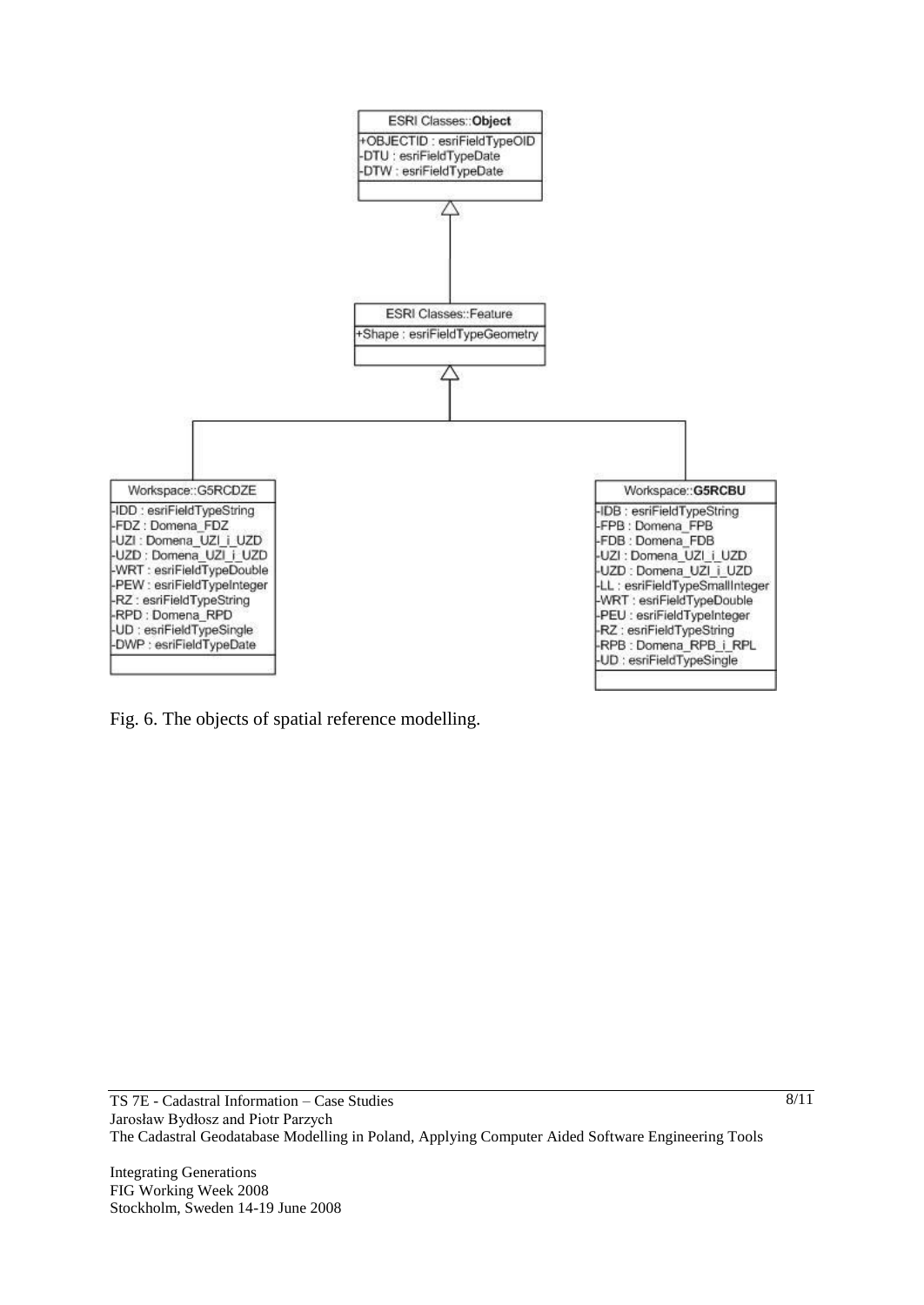Fig. 6. The objects of spatial reference modelling.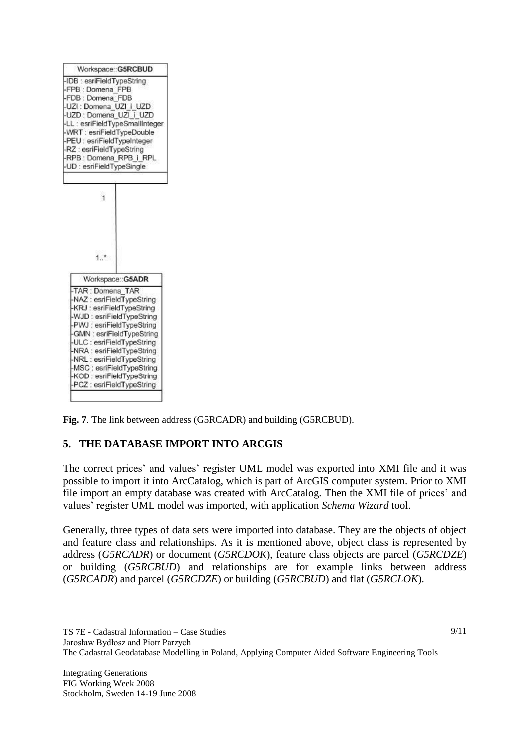```
Workspace::G5RCBUD
-IDB : esriFieldTypeString
-FPB : Domena_FPB
-FDB : Domena_FDB
-UZI : Domena_UZI_i_UZD
-UZD : Domena_UZI_i_UZD
-LL : esriFieldTypeSmallInteger
-WRT : esriFieldTypeDouble
-PEU : esriFieldTypeInteger
-RZ : esriFieldTypeString
-RPB : Domena_RPB_i_RPL
-UD : esriFieldTypeSingle

        1
        |
        |
      1..*

Workspace::G5ADR
-TAR : Domena_TAR
-NAZ : esriFieldTypeString
-KRJ : esriFieldTypeString
-WJD : esriFieldTypeString
-PWJ : esriFieldTypeString
-GMN : esriFieldTypeString
-ULC : esriFieldTypeString
-NRA : esriFieldTypeString
-NRL : esriFieldTypeString
-MSC : esriFieldTypeString
-KOD : esriFieldTypeString
-PCZ : esriFieldTypeString
```

**Fig. 7**. The link between address (G5RCADR) and building (G5RCBUD).

## 5. THE DATABASE IMPORT INTO ARCGIS

The correct prices' and values' register UML model was exported into XMI file and it was possible to import it into ArcCatalog, which is part of ArcGIS computer system. Prior to XMI file import an empty database was created with ArcCatalog. Then the XMI file of prices' and values' register UML model was imported, with application *Schema Wizard* tool.

Generally, three types of data sets were imported into database. They are the objects of object and feature class and relationships. As it is mentioned above, object class is represented by address (*G5RCADR*) or document (*G5RCDOK*), feature class objects are parcel (*G5RCDZE*) or building (*G5RCBUD*) and relationships are for example links between address (*G5RCADR*) and parcel (*G5RCDZE*) or building (*G5RCBUD*) and flat (*G5RCLOK*).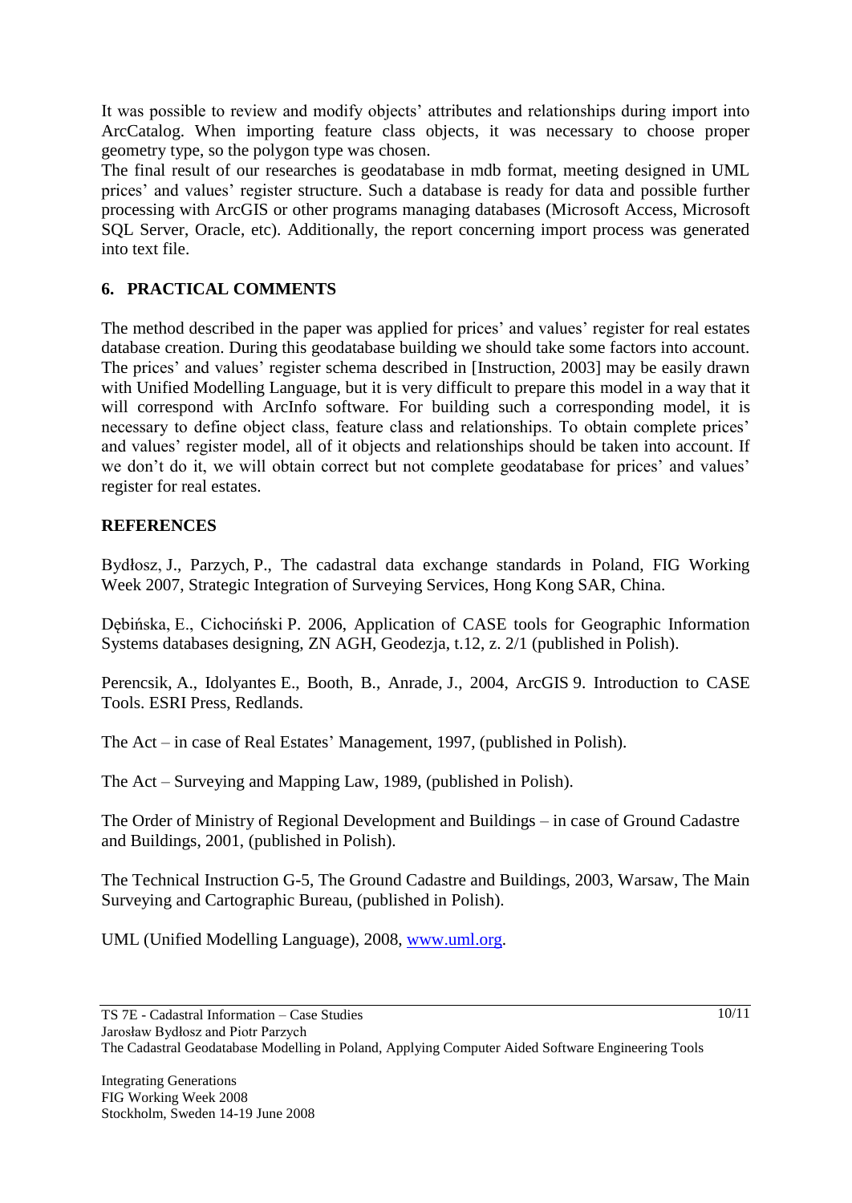It was possible to review and modify objects' attributes and relationships during import into ArcCatalog. When importing feature class objects, it was necessary to choose proper geometry type, so the polygon type was chosen.

The final result of our researches is geodatabase in mdb format, meeting designed in UML prices' and values' register structure. Such a database is ready for data and possible further processing with ArcGIS or other programs managing databases (Microsoft Access, Microsoft SQL Server, Oracle, etc). Additionally, the report concerning import process was generated into text file.

## 6. PRACTICAL COMMENTS

The method described in the paper was applied for prices' and values' register for real estates database creation. During this geodatabase building we should take some factors into account. The prices' and values' register schema described in [Instruction, 2003] may be easily drawn with Unified Modelling Language, but it is very difficult to prepare this model in a way that it will correspond with ArcInfo software. For building such a corresponding model, it is necessary to define object class, feature class and relationships. To obtain complete prices' and values' register model, all of it objects and relationships should be taken into account. If we don't do it, we will obtain correct but not complete geodatabase for prices' and values' register for real estates.

## REFERENCES

Bydłosz, J., Parzych, P., The cadastral data exchange standards in Poland, FIG Working Week 2007, Strategic Integration of Surveying Services, Hong Kong SAR, China.

Dębińska, E., Cichociński P. 2006, Application of CASE tools for Geographic Information Systems databases designing, ZN AGH, Geodezja, t.12, z. 2/1 (published in Polish).

Perencsik, A., Idolyantes E., Booth, B., Anrade, J., 2004, ArcGIS 9. Introduction to CASE Tools. ESRI Press, Redlands.

The Act – in case of Real Estates' Management, 1997, (published in Polish).

The Act – Surveying and Mapping Law, 1989, (published in Polish).

The Order of Ministry of Regional Development and Buildings – in case of Ground Cadastre and Buildings, 2001, (published in Polish).

The Technical Instruction G-5, The Ground Cadastre and Buildings, 2003, Warsaw, The Main Surveying and Cartographic Bureau, (published in Polish).

UML (Unified Modelling Language), 2008, www.uml.org.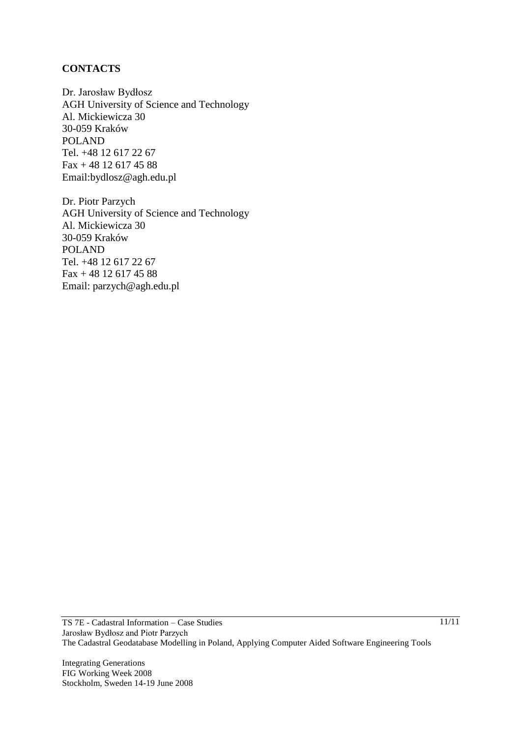**CONTACTS**

Dr. Jarosław Bydłosz
AGH University of Science and Technology
Al. Mickiewicza 30
30-059 Kraków
POLAND
Tel. +48 12 617 22 67
Fax + 48 12 617 45 88
Email:bydlosz@agh.edu.pl

Dr. Piotr Parzych
AGH University of Science and Technology
Al. Mickiewicza 30
30-059 Kraków
POLAND
Tel. +48 12 617 22 67
Fax + 48 12 617 45 88
Email: parzych@agh.edu.pl